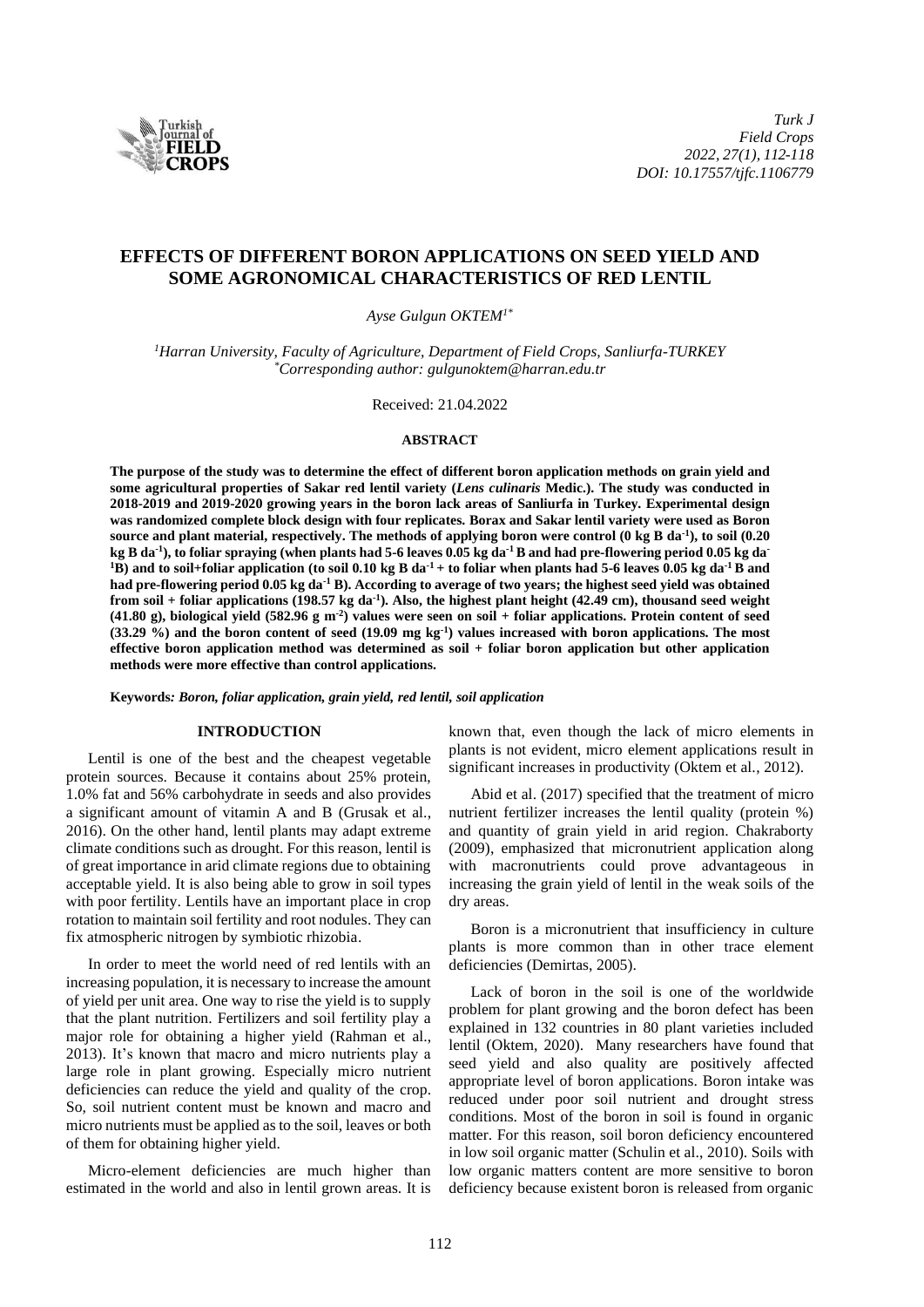# EFFECTS OF DIFFERENT BORON APPLICATIONS ON SEED YIELD AND SOME AGRONOMICAL CHARACTERISTICS OF RED LENTIL

*Ayse Gulgun OKTEM[1*]*

*[1]Harran University, Faculty of Agriculture, Department of Field Crops, Sanliurfa-TURKEY*
*[*]Corresponding author: gulgunoktem@harran.edu.tr*

Received: 21.04.2022

## ABSTRACT

**The purpose of the study was to determine the effect of different boron application methods on grain yield and some agricultural properties of Sakar red lentil variety (*Lens culinaris* Medic.). The study was conducted in 2018-2019 and 2019-2020 growing years in the boron lack areas of Sanliurfa in Turkey. Experimental design was randomized complete block design with four replicates. Borax and Sakar lentil variety were used as Boron source and plant material, respectively. The methods of applying boron were control (0 kg B da$^{-1}$), to soil (0.20 kg B da$^{-1}$), to foliar spraying (when plants had 5-6 leaves 0.05 kg da$^{-1}$ B and had pre-flowering period 0.05 kg da$^{-1}$B) and to soil+foliar application (to soil 0.10 kg B da$^{-1}$ + to foliar when plants had 5-6 leaves 0.05 kg da$^{-1}$ B and had pre-flowering period 0.05 kg da$^{-1}$ B). According to average of two years; the highest seed yield was obtained from soil + foliar applications (198.57 kg da$^{-1}$). Also, the highest plant height (42.49 cm), thousand seed weight (41.80 g), biological yield (582.96 g m$^{-2}$) values were seen on soil + foliar applications. Protein content of seed (33.29 %) and the boron content of seed (19.09 mg kg$^{-1}$) values increased with boron applications. The most effective boron application method was determined as soil + foliar boron application but other application methods were more effective than control applications.**

**Keywords*: Boron, foliar application, grain yield, red lentil, soil application***

## INTRODUCTION

Lentil is one of the best and the cheapest vegetable protein sources. Because it contains about 25% protein, 1.0% fat and 56% carbohydrate in seeds and also provides a significant amount of vitamin A and B (Grusak et al., 2016). On the other hand, lentil plants may adapt extreme climate conditions such as drought. For this reason, lentil is of great importance in arid climate regions due to obtaining acceptable yield. It is also being able to grow in soil types with poor fertility. Lentils have an important place in crop rotation to maintain soil fertility and root nodules. They can fix atmospheric nitrogen by symbiotic rhizobia.

In order to meet the world need of red lentils with an increasing population, it is necessary to increase the amount of yield per unit area. One way to rise the yield is to supply that the plant nutrition. Fertilizers and soil fertility play a major role for obtaining a higher yield (Rahman et al., 2013). It's known that macro and micro nutrients play a large role in plant growing. Especially micro nutrient deficiencies can reduce the yield and quality of the crop. So, soil nutrient content must be known and macro and micro nutrients must be applied as to the soil, leaves or both of them for obtaining higher yield.

Micro-element deficiencies are much higher than estimated in the world and also in lentil grown areas. It is known that, even though the lack of micro elements in plants is not evident, micro element applications result in significant increases in productivity (Oktem et al., 2012).

Abid et al. (2017) specified that the treatment of micro nutrient fertilizer increases the lentil quality (protein %) and quantity of grain yield in arid region. Chakraborty (2009), emphasized that micronutrient application along with macronutrients could prove advantageous in increasing the grain yield of lentil in the weak soils of the dry areas.

Boron is a micronutrient that insufficiency in culture plants is more common than in other trace element deficiencies (Demirtas, 2005).

Lack of boron in the soil is one of the worldwide problem for plant growing and the boron defect has been explained in 132 countries in 80 plant varieties included lentil (Oktem, 2020). Many researchers have found that seed yield and also quality are positively affected appropriate level of boron applications. Boron intake was reduced under poor soil nutrient and drought stress conditions. Most of the boron in soil is found in organic matter. For this reason, soil boron deficiency encountered in low soil organic matter (Schulin et al., 2010). Soils with low organic matters content are more sensitive to boron deficiency because existent boron is released from organic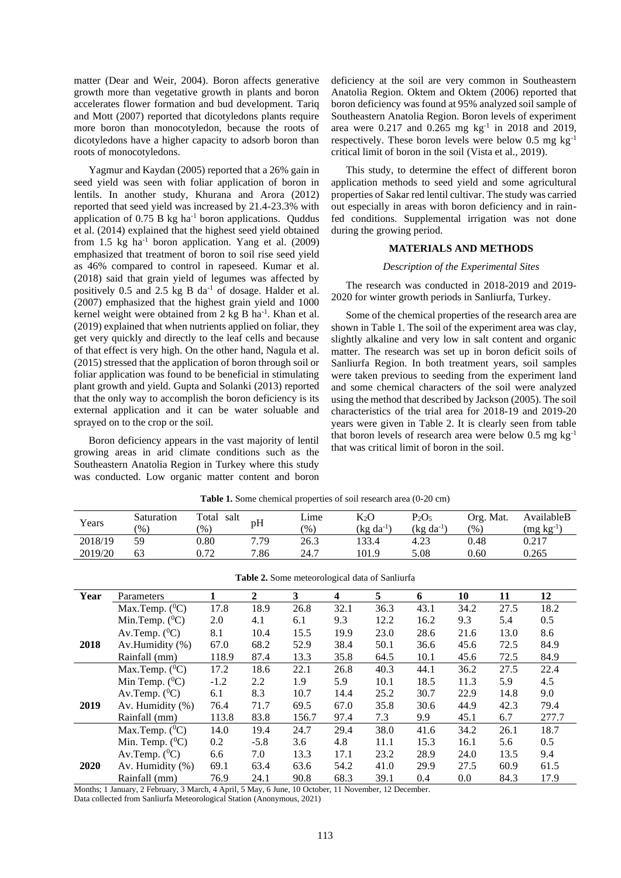matter (Dear and Weir, 2004). Boron affects generative growth more than vegetative growth in plants and boron accelerates flower formation and bud development. Tariq and Mott (2007) reported that dicotyledons plants require more boron than monocotyledon, because the roots of dicotyledons have a higher capacity to adsorb boron than roots of monocotyledons.

Yagmur and Kaydan (2005) reported that a 26% gain in seed yield was seen with foliar application of boron in lentils. In another study, Khurana and Arora (2012) reported that seed yield was increased by 21.4-23.3% with application of 0.75 B kg $ha^{-1}$ boron applications. Quddus et al. (2014) explained that the highest seed yield obtained from 1.5 kg $ha^{-1}$ boron application. Yang et al. (2009) emphasized that treatment of boron to soil rise seed yield as 46% compared to control in rapeseed. Kumar et al. (2018) said that grain yield of legumes was affected by positively 0.5 and 2.5 kg B $da^{-1}$ of dosage. Halder et al. (2007) emphasized that the highest grain yield and 1000 kernel weight were obtained from 2 kg B $ha^{-1}$. Khan et al. (2019) explained that when nutrients applied on foliar, they get very quickly and directly to the leaf cells and because of that effect is very high. On the other hand, Nagula et al. (2015) stressed that the application of boron through soil or foliar application was found to be beneficial in stimulating plant growth and yield. Gupta and Solanki (2013) reported that the only way to accomplish the boron deficiency is its external application and it can be water soluable and sprayed on to the crop or the soil.

Boron deficiency appears in the vast majority of lentil growing areas in arid climate conditions such as the Southeastern Anatolia Region in Turkey where this study was conducted. Low organic matter content and boron deficiency at the soil are very common in Southeastern Anatolia Region. Oktem and Oktem (2006) reported that boron deficiency was found at 95% analyzed soil sample of Southeastern Anatolia Region. Boron levels of experiment area were 0.217 and 0.265 mg $kg^{-1}$ in 2018 and 2019, respectively. These boron levels were below 0.5 mg $kg^{-1}$ critical limit of boron in the soil (Vista et al., 2019).

This study, to determine the effect of different boron application methods to seed yield and some agricultural properties of Sakar red lentil cultivar. The study was carried out especially in areas with boron deficiency and in rain-fed conditions. Supplemental irrigation was not done during the growing period.

## MATERIALS AND METHODS

### *Description of the Experimental Sites*

The research was conducted in 2018-2019 and 2019-2020 for winter growth periods in Sanliurfa, Turkey.

Some of the chemical properties of the research area are shown in Table 1. The soil of the experiment area was clay, slightly alkaline and very low in salt content and organic matter. The research was set up in boron deficit soils of Sanliurfa Region. In both treatment years, soil samples were taken previous to seeding from the experiment land and some chemical characters of the soil were analyzed using the method that described by Jackson (2005). The soil characteristics of the trial area for 2018-19 and 2019-20 years were given in Table 2. It is clearly seen from table that boron levels of research area were below 0.5 mg $kg^{-1}$ that was critical limit of boron in the soil.

**Table 1.** Some chemical properties of soil research area (0-20 cm)

| Years | Saturation (%) | Total salt (%) | pH | Lime (%) | $K_2O$ (kg $da^{-1}$) | $P_2O_5$ (kg $da^{-1}$) | Org. Mat. (%) | AvailableB (mg $kg^{-1}$) |
|---|---|---|---|---|---|---|---|---|
| 2018/19 | 59 | 0.80 | 7.79 | 26.3 | 133.4 | 4.23 | 0.48 | 0.217 |
| 2019/20 | 63 | 0.72 | 7.86 | 24.7 | 101.9 | 5.08 | 0.60 | 0.265 |

**Table 2.** Some meteorological data of Sanliurfa

| Year | Parameters | 1 | 2 | 3 | 4 | 5 | 6 | 10 | 11 | 12 |
|---|---|---|---|---|---|---|---|---|---|---|
| 2018 | Max.Temp. (⁰C) | 17.8 | 18.9 | 26.8 | 32.1 | 36.3 | 43.1 | 34.2 | 27.5 | 18.2 |
| | Min.Temp. (⁰C) | 2.0 | 4.1 | 6.1 | 9.3 | 12.2 | 16.2 | 9.3 | 5.4 | 0.5 |
| | Av.Temp. (⁰C) | 8.1 | 10.4 | 15.5 | 19.9 | 23.0 | 28.6 | 21.6 | 13.0 | 8.6 |
| | Av.Humidity (%) | 67.0 | 68.2 | 52.9 | 38.4 | 50.1 | 36.6 | 45.6 | 72.5 | 84.9 |
| | Rainfall (mm) | 118.9 | 87.4 | 13.3 | 35.8 | 64.5 | 10.1 | 45.6 | 72.5 | 84.9 |
| 2019 | Max.Temp. (⁰C) | 17.2 | 18.6 | 22.1 | 26.8 | 40.3 | 44.1 | 36.2 | 27.5 | 22.4 |
| | Min Temp. (⁰C) | -1.2 | 2.2 | 1.9 | 5.9 | 10.1 | 18.5 | 11.3 | 5.9 | 4.5 |
| | Av.Temp. (⁰C) | 6.1 | 8.3 | 10.7 | 14.4 | 25.2 | 30.7 | 22.9 | 14.8 | 9.0 |
| | Av. Humidity (%) | 76.4 | 71.7 | 69.5 | 67.0 | 35.8 | 30.6 | 44.9 | 42.3 | 79.4 |
| | Rainfall (mm) | 113.8 | 83.8 | 156.7 | 97.4 | 7.3 | 9.9 | 45.1 | 6.7 | 277.7 |
| 2020 | Max.Temp. (⁰C) | 14.0 | 19.4 | 24.7 | 29.4 | 38.0 | 41.6 | 34.2 | 26.1 | 18.7 |
| | Min. Temp. (⁰C) | 0.2 | -5.8 | 3.6 | 4.8 | 11.1 | 15.3 | 16.1 | 5.6 | 0.5 |
| | Av.Temp. (⁰C) | 6.6 | 7.0 | 13.3 | 17.1 | 23.2 | 28.9 | 24.0 | 13.5 | 9.4 |
| | Av. Humidity (%) | 69.1 | 63.4 | 63.6 | 54.2 | 41.0 | 29.9 | 27.5 | 60.9 | 61.5 |
| | Rainfall (mm) | 76.9 | 24.1 | 90.8 | 68.3 | 39.1 | 0.4 | 0.0 | 84.3 | 17.9 |

Months; 1 January, 2 February, 3 March, 4 April, 5 May, 6 June, 10 October, 11 November, 12 December.
Data collected from Sanliurfa Meteorological Station (Anonymous, 2021)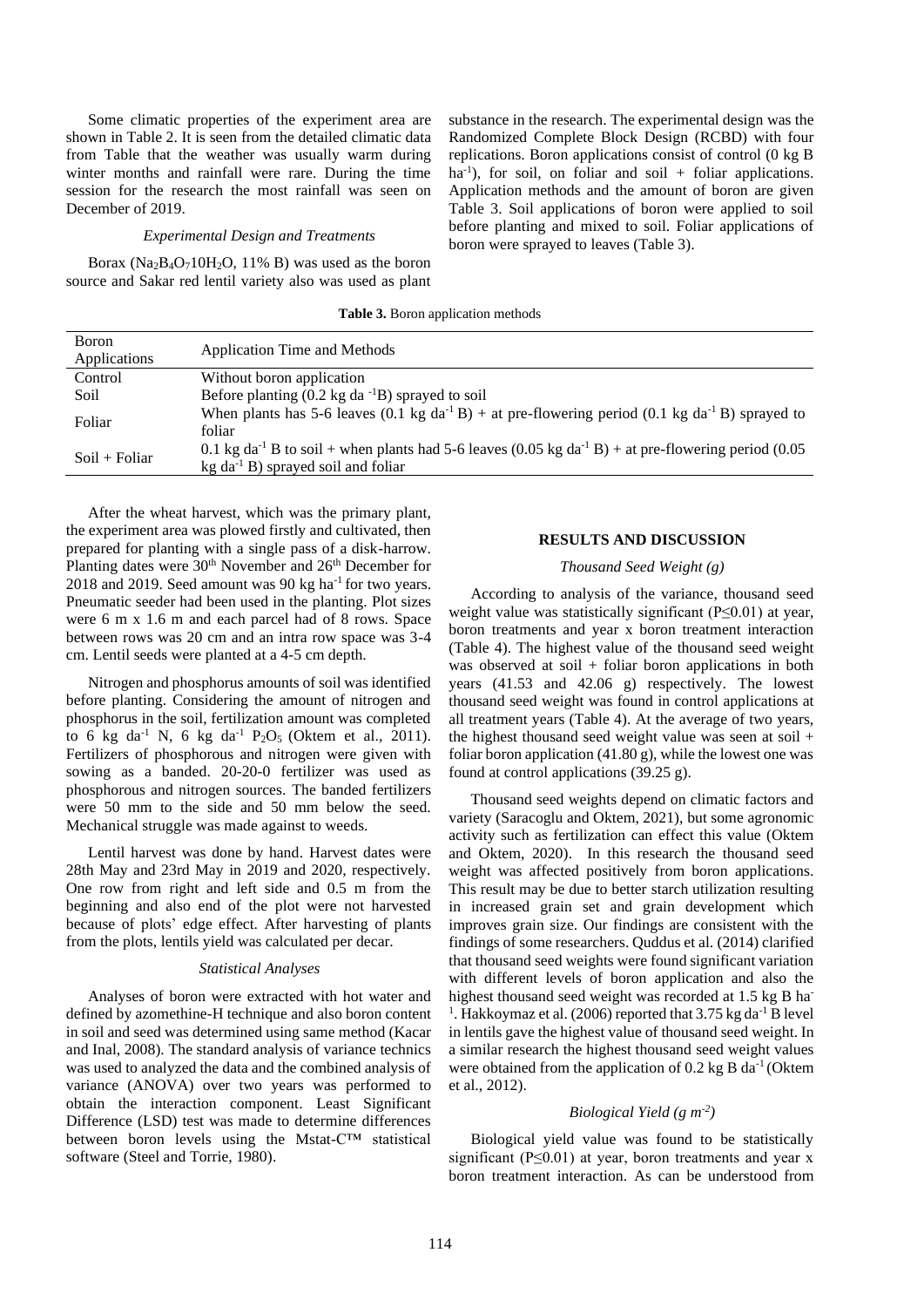Some climatic properties of the experiment area are shown in Table 2. It is seen from the detailed climatic data from Table that the weather was usually warm during winter months and rainfall were rare. During the time session for the research the most rainfall was seen on December of 2019.

### *Experimental Design and Treatments*

Borax ($Na_2B_4O_7 10H_2O$, 11% B) was used as the boron source and Sakar red lentil variety also was used as plant substance in the research. The experimental design was the Randomized Complete Block Design (RCBD) with four replications. Boron applications consist of control (0 kg B $ha^{-1}$), for soil, on foliar and soil + foliar applications. Application methods and the amount of boron are given Table 3. Soil applications of boron were applied to soil before planting and mixed to soil. Foliar applications of boron were sprayed to leaves (Table 3).

**Table 3.** Boron application methods

| Boron Applications | Application Time and Methods |
|---|---|
| Control | Without boron application |
| Soil | Before planting (0.2 kg da $^{-1}$B) sprayed to soil |
| Foliar | When plants has 5-6 leaves (0.1 kg $da^{-1}$ B) + at pre-flowering period (0.1 kg $da^{-1}$ B) sprayed to foliar |
| Soil + Foliar | 0.1 kg $da^{-1}$ B to soil + when plants had 5-6 leaves (0.05 kg $da^{-1}$ B) + at pre-flowering period (0.05 kg $da^{-1}$ B) sprayed soil and foliar |

After the wheat harvest, which was the primary plant, the experiment area was plowed firstly and cultivated, then prepared for planting with a single pass of a disk-harrow. Planting dates were 30th November and 26th December for 2018 and 2019. Seed amount was 90 kg $ha^{-1}$ for two years. Pneumatic seeder had been used in the planting. Plot sizes were 6 m x 1.6 m and each parcel had of 8 rows. Space between rows was 20 cm and an intra row space was 3-4 cm. Lentil seeds were planted at a 4-5 cm depth.

Nitrogen and phosphorus amounts of soil was identified before planting. Considering the amount of nitrogen and phosphorus in the soil, fertilization amount was completed to 6 kg $da^{-1}$ N, 6 kg $da^{-1}$ $P_2O_5$ (Oktem et al., 2011). Fertilizers of phosphorous and nitrogen were given with sowing as a banded. 20-20-0 fertilizer was used as phosphorous and nitrogen sources. The banded fertilizers were 50 mm to the side and 50 mm below the seed. Mechanical struggle was made against to weeds.

Lentil harvest was done by hand. Harvest dates were 28th May and 23rd May in 2019 and 2020, respectively. One row from right and left side and 0.5 m from the beginning and also end of the plot were not harvested because of plots' edge effect. After harvesting of plants from the plots, lentils yield was calculated per decar.

### *Statistical Analyses*

Analyses of boron were extracted with hot water and defined by azomethine-H technique and also boron content in soil and seed was determined using same method (Kacar and Inal, 2008). The standard analysis of variance technics was used to analyzed the data and the combined analysis of variance (ANOVA) over two years was performed to obtain the interaction component. Least Significant Difference (LSD) test was made to determine differences between boron levels using the Mstat-C™ statistical software (Steel and Torrie, 1980).

## RESULTS AND DISCUSSION

### *Thousand Seed Weight (g)*

According to analysis of the variance, thousand seed weight value was statistically significant ($P \leq 0.01$) at year, boron treatments and year x boron treatment interaction (Table 4). The highest value of the thousand seed weight was observed at soil + foliar boron applications in both years (41.53 and 42.06 g) respectively. The lowest thousand seed weight was found in control applications at all treatment years (Table 4). At the average of two years, the highest thousand seed weight value was seen at soil + foliar boron application (41.80 g), while the lowest one was found at control applications (39.25 g).

Thousand seed weights depend on climatic factors and variety (Saracoglu and Oktem, 2021), but some agronomic activity such as fertilization can effect this value (Oktem and Oktem, 2020). In this research the thousand seed weight was affected positively from boron applications. This result may be due to better starch utilization resulting in increased grain set and grain development which improves grain size. Our findings are consistent with the findings of some researchers. Quddus et al. (2014) clarified that thousand seed weights were found significant variation with different levels of boron application and also the highest thousand seed weight was recorded at 1.5 kg B $ha^{-1}$. Hakkoymaz et al. (2006) reported that 3.75 kg $da^{-1}$ B level in lentils gave the highest value of thousand seed weight. In a similar research the highest thousand seed weight values were obtained from the application of 0.2 kg B $da^{-1}$ (Oktem et al., 2012).

### *Biological Yield (g $m^{-2}$)*

Biological yield value was found to be statistically significant ($P \leq 0.01$) at year, boron treatments and year x boron treatment interaction. As can be understood from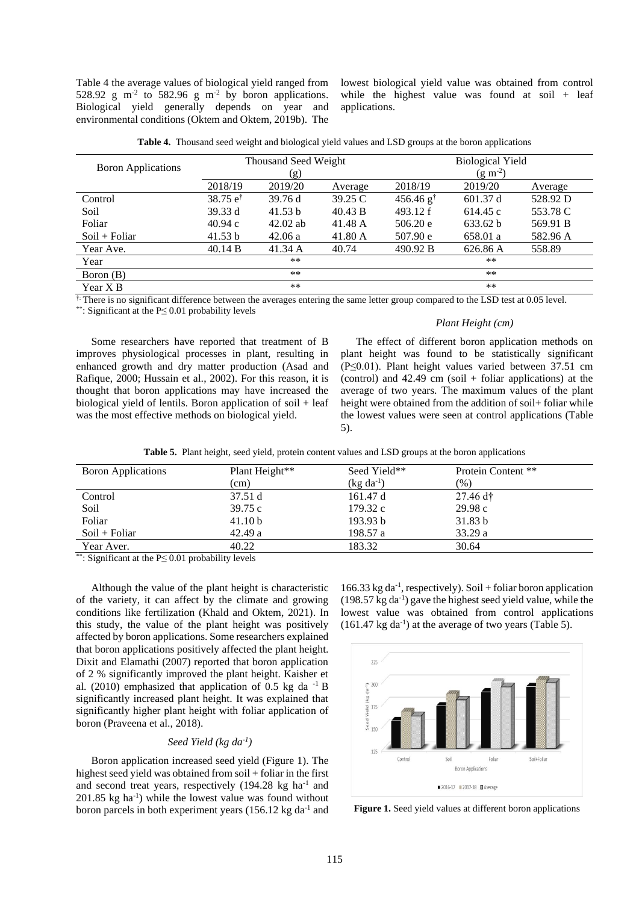Table 4 the average values of biological yield ranged from 528.92 g $m^{-2}$ to 582.96 g $m^{-2}$ by boron applications. Biological yield generally depends on year and environmental conditions (Oktem and Oktem, 2019b). The lowest biological yield value was obtained from control while the highest value was found at soil + leaf applications.

**Table 4.** Thousand seed weight and biological yield values and LSD groups at the boron applications

| Boron Applications | Thousand Seed Weight (g) | | | Biological Yield ($g\ m^{-2}$) | | |
|---|---|---|---|---|---|---|
| | 2018/19 | 2019/20 | Average | 2018/19 | 2019/20 | Average |
| Control | 38.75 e† | 39.76 d | 39.25 C | 456.46 g† | 601.37 d | 528.92 D |
| Soil | 39.33 d | 41.53 b | 40.43 B | 493.12 f | 614.45 c | 553.78 C |
| Foliar | 40.94 c | 42.02 ab | 41.48 A | 506.20 e | 633.62 b | 569.91 B |
| Soil + Foliar | 41.53 b | 42.06 a | 41.80 A | 507.90 e | 658.01 a | 582.96 A |
| Year Ave. | 40.14 B | 41.34 A | 40.74 | 490.92 B | 626.86 A | 558.89 |
| Year | | ** | | | ** | |
| Boron (B) | | ** | | | ** | |
| Year X B | | ** | | | ** | |

†: There is no significant difference between the averages entering the same letter group compared to the LSD test at 0.05 level.
**: Significant at the P≤ 0.01 probability levels

Some researchers have reported that treatment of B improves physiological processes in plant, resulting in enhanced growth and dry matter production (Asad and Rafique, 2000; Hussain et al., 2002). For this reason, it is thought that boron applications may have increased the biological yield of lentils. Boron application of soil + leaf was the most effective methods on biological yield.

### *Plant Height (cm)*

The effect of different boron application methods on plant height was found to be statistically significant (P≤0.01). Plant height values varied between 37.51 cm (control) and 42.49 cm (soil + foliar applications) at the average of two years. The maximum values of the plant height were obtained from the addition of soil+ foliar while the lowest values were seen at control applications (Table 5).

**Table 5.** Plant height, seed yield, protein content values and LSD groups at the boron applications

| Boron Applications | Plant Height** (cm) | Seed Yield** ($kg\ da^{-1}$) | Protein Content ** (%) |
|---|---|---|---|
| Control | 37.51 d | 161.47 d | 27.46 d† |
| Soil | 39.75 c | 179.32 c | 29.98 c |
| Foliar | 41.10 b | 193.93 b | 31.83 b |
| Soil + Foliar | 42.49 a | 198.57 a | 33.29 a |
| Year Aver. | 40.22 | 183.32 | 30.64 |

**: Significant at the P≤ 0.01 probability levels

Although the value of the plant height is characteristic of the variety, it can affect by the climate and growing conditions like fertilization (Khald and Oktem, 2021). In this study, the value of the plant height was positively affected by boron applications. Some researchers explained that boron applications positively affected the plant height. Dixit and Elamathi (2007) reported that boron application of 2 % significantly improved the plant height. Kaisher et al. (2010) emphasized that application of 0.5 kg da $^{-1}$ B significantly increased plant height. It was explained that significantly higher plant height with foliar application of boron (Praveena et al., 2018).

### *Seed Yield (kg da$^{-1}$)*

Boron application increased seed yield (Figure 1). The highest seed yield was obtained from soil + foliar in the first and second treat years, respectively (194.28 kg $ha^{-1}$ and 201.85 kg $ha^{-1}$) while the lowest value was found without boron parcels in both experiment years (156.12 kg $da^{-1}$ and 166.33 kg $da^{-1}$, respectively). Soil + foliar boron application (198.57 kg $da^{-1}$) gave the highest seed yield value, while the lowest value was obtained from control applications (161.47 kg $da^{-1}$) at the average of two years (Table 5).

**Figure 1.** Seed yield values at different boron applications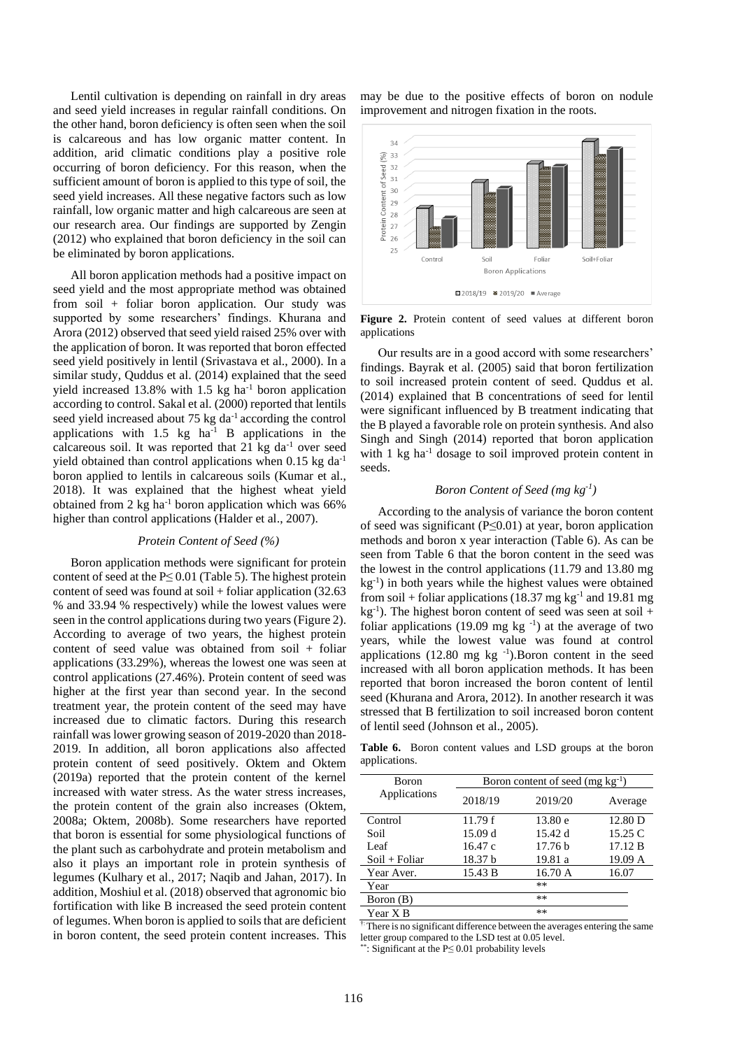Lentil cultivation is depending on rainfall in dry areas and seed yield increases in regular rainfall conditions. On the other hand, boron deficiency is often seen when the soil is calcareous and has low organic matter content. In addition, arid climatic conditions play a positive role occurring of boron deficiency. For this reason, when the sufficient amount of boron is applied to this type of soil, the seed yield increases. All these negative factors such as low rainfall, low organic matter and high calcareous are seen at our research area. Our findings are supported by Zengin (2012) who explained that boron deficiency in the soil can be eliminated by boron applications.

All boron application methods had a positive impact on seed yield and the most appropriate method was obtained from soil + foliar boron application. Our study was supported by some researchers' findings. Khurana and Arora (2012) observed that seed yield raised 25% over with the application of boron. It was reported that boron effected seed yield positively in lentil (Srivastava et al., 2000). In a similar study, Quddus et al. (2014) explained that the seed yield increased 13.8% with 1.5 kg $ha^{-1}$ boron application according to control. Sakal et al. (2000) reported that lentils seed yield increased about 75 kg $da^{-1}$ according the control applications with 1.5 kg $ha^{-1}$ B applications in the calcareous soil. It was reported that 21 kg $da^{-1}$ over seed yield obtained than control applications when 0.15 kg $da^{-1}$ boron applied to lentils in calcareous soils (Kumar et al., 2018). It was explained that the highest wheat yield obtained from 2 kg $ha^{-1}$ boron application which was 66% higher than control applications (Halder et al., 2007).

### *Protein Content of Seed (%)*

Boron application methods were significant for protein content of seed at the $P \leq 0.01$ (Table 5). The highest protein content of seed was found at soil + foliar application (32.63 % and 33.94 % respectively) while the lowest values were seen in the control applications during two years (Figure 2). According to average of two years, the highest protein content of seed value was obtained from soil + foliar applications (33.29%), whereas the lowest one was seen at control applications (27.46%). Protein content of seed was higher at the first year than second year. In the second treatment year, the protein content of the seed may have increased due to climatic factors. During this research rainfall was lower growing season of 2019-2020 than 2018-2019. In addition, all boron applications also affected protein content of seed positively. Oktem and Oktem (2019a) reported that the protein content of the kernel increased with water stress. As the water stress increases, the protein content of the grain also increases (Oktem, 2008a; Oktem, 2008b). Some researchers have reported that boron is essential for some physiological functions of the plant such as carbohydrate and protein metabolism and also it plays an important role in protein synthesis of legumes (Kulhary et al., 2017; Naqib and Jahan, 2017). In addition, Moshiul et al. (2018) observed that agronomic bio fortification with like B increased the seed protein content of legumes. When boron is applied to soils that are deficient in boron content, the seed protein content increases. This may be due to the positive effects of boron on nodule improvement and nitrogen fixation in the roots.

**Figure 2.** Protein content of seed values at different boron applications

Our results are in a good accord with some researchers' findings. Bayrak et al. (2005) said that boron fertilization to soil increased protein content of seed. Quddus et al. (2014) explained that B concentrations of seed for lentil were significant influenced by B treatment indicating that the B played a favorable role on protein synthesis. And also Singh and Singh (2014) reported that boron application with 1 kg $ha^{-1}$ dosage to soil improved protein content in seeds.

### *Boron Content of Seed (mg $kg^{-1}$)*

According to the analysis of variance the boron content of seed was significant ($P \leq 0.01$) at year, boron application methods and boron x year interaction (Table 6). As can be seen from Table 6 that the boron content in the seed was the lowest in the control applications (11.79 and 13.80 mg $kg^{-1}$) in both years while the highest values were obtained from soil + foliar applications (18.37 mg $kg^{-1}$ and 19.81 mg $kg^{-1}$). The highest boron content of seed was seen at soil + foliar applications (19.09 mg $kg^{-1}$) at the average of two years, while the lowest value was found at control applications (12.80 mg $kg^{-1}$). Boron content in the seed increased with all boron application methods. It has been reported that boron increased the boron content of lentil seed (Khurana and Arora, 2012). In another research it was stressed that B fertilization to soil increased boron content of lentil seed (Johnson et al., 2005).

**Table 6.** Boron content values and LSD groups at the boron applications.

| Boron Applications | Boron content of seed (mg $kg^{-1}$) | | |
|---|---|---|---|
| | 2018/19 | 2019/20 | Average |
| Control | 11.79 f | 13.80 e | 12.80 D |
| Soil | 15.09 d | 15.42 d | 15.25 C |
| Leaf | 16.47 c | 17.76 b | 17.12 B |
| Soil + Foliar | 18.37 b | 19.81 a | 19.09 A |
| Year Aver. | 15.43 B | 16.70 A | 16.07 |
| Year | | ** | |
| Boron (B) | | ** | |
| Year X B | | ** | |

[1]: There is no significant difference between the averages entering the same letter group compared to the LSD test at 0.05 level.
**: Significant at the $P \leq 0.01$ probability levels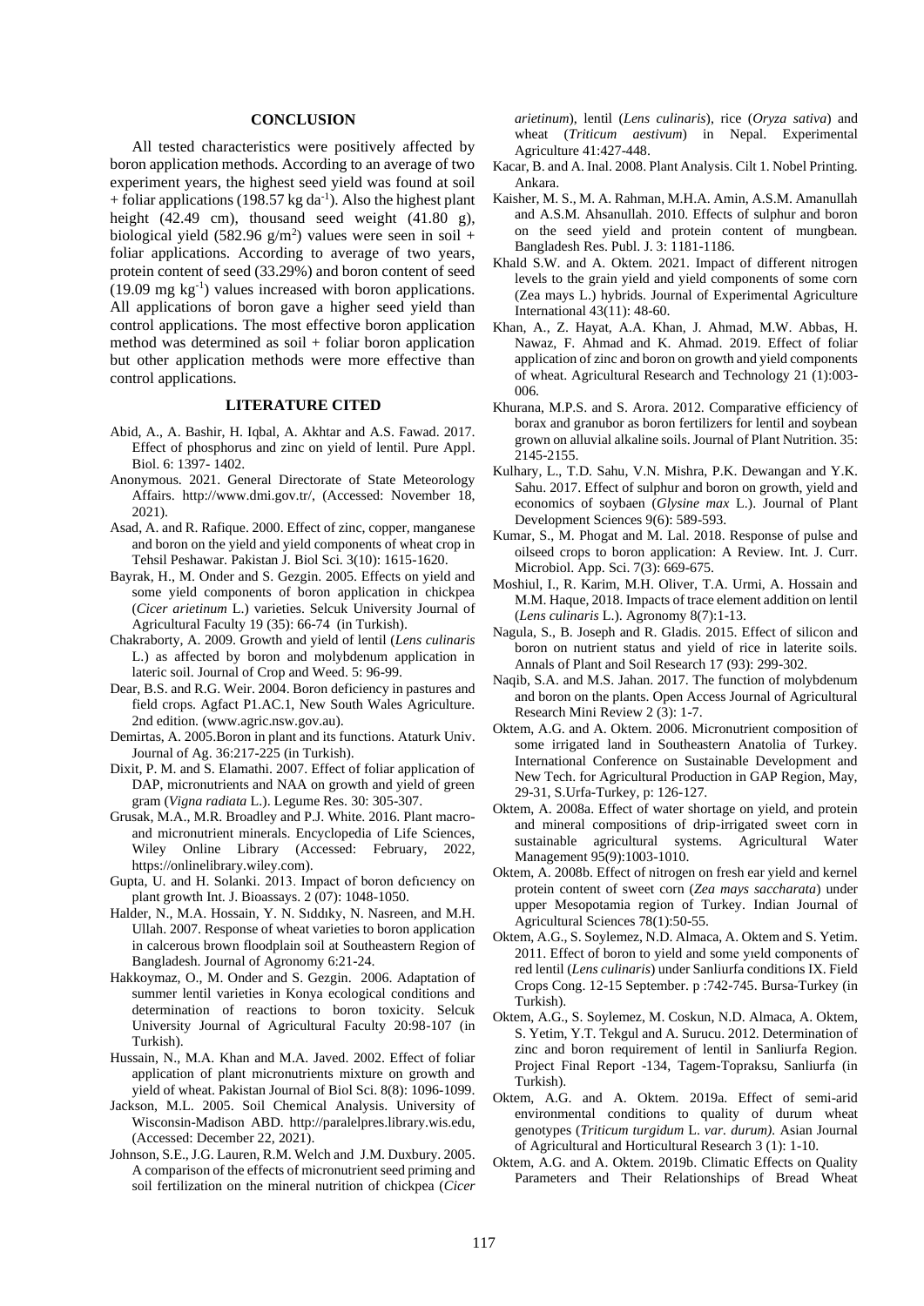## CONCLUSION

All tested characteristics were positively affected by boron application methods. According to an average of two experiment years, the highest seed yield was found at soil + foliar applications (198.57 kg da$^{-1}$). Also the highest plant height (42.49 cm), thousand seed weight (41.80 g), biological yield (582.96 g/m$^2$) values were seen in soil + foliar applications. According to average of two years, protein content of seed (33.29%) and boron content of seed (19.09 mg kg$^{-1}$) values increased with boron applications. All applications of boron gave a higher seed yield than control applications. The most effective boron application method was determined as soil + foliar boron application but other application methods were more effective than control applications.

## LITERATURE CITED

Abid, A., A. Bashir, H. Iqbal, A. Akhtar and A.S. Fawad. 2017. Effect of phosphorus and zinc on yield of lentil. Pure Appl. Biol. 6: 1397- 1402.

Anonymous. 2021. General Directorate of State Meteorology Affairs. http://www.dmi.gov.tr/, (Accessed: November 18, 2021).

Asad, A. and R. Rafique. 2000. Effect of zinc, copper, manganese and boron on the yield and yield components of wheat crop in Tehsil Peshawar. Pakistan J. Biol Sci. 3(10): 1615-1620.

Bayrak, H., M. Onder and S. Gezgin. 2005. Effects on yield and some yield components of boron application in chickpea (*Cicer arietinum* L.) varieties. Selcuk University Journal of Agricultural Faculty 19 (35): 66-74 (in Turkish).

Chakraborty, A. 2009. Growth and yield of lentil (*Lens culinaris* L.) as affected by boron and molybdenum application in lateric soil. Journal of Crop and Weed. 5: 96-99.

Dear, B.S. and R.G. Weir. 2004. Boron deficiency in pastures and field crops. Agfact P1.AC.1, New South Wales Agriculture. 2nd edition. (www.agric.nsw.gov.au).

Demirtas, A. 2005.Boron in plant and its functions. Ataturk Univ. Journal of Ag. 36:217-225 (in Turkish).

Dixit, P. M. and S. Elamathi. 2007. Effect of foliar application of DAP, micronutrients and NAA on growth and yield of green gram (*Vigna radiata* L.). Legume Res. 30: 305-307.

Grusak, M.A., M.R. Broadley and P.J. White. 2016. Plant macro- and micronutrient minerals. Encyclopedia of Life Sciences, Wiley Online Library (Accessed: February, 2022, https://onlinelibrary.wiley.com).

Gupta, U. and H. Solanki. 2013. Impact of boron defıcıency on plant growth Int. J. Bioassays. 2 (07): 1048-1050.

Halder, N., M.A. Hossain, Y. N. Sıddıky, N. Nasreen, and M.H. Ullah. 2007. Response of wheat varieties to boron application in calcerous brown floodplain soil at Southeastern Region of Bangladesh. Journal of Agronomy 6:21-24.

Hakkoymaz, O., M. Onder and S. Gezgin. 2006. Adaptation of summer lentil varieties in Konya ecological conditions and determination of reactions to boron toxicity. Selcuk University Journal of Agricultural Faculty 20:98-107 (in Turkish).

Hussain, N., M.A. Khan and M.A. Javed. 2002. Effect of foliar application of plant micronutrients mixture on growth and yield of wheat. Pakistan Journal of Biol Sci. 8(8): 1096-1099.

Jackson, M.L. 2005. Soil Chemical Analysis. University of Wisconsin-Madison ABD. http://paralelpres.library.wis.edu, (Accessed: December 22, 2021).

Johnson, S.E., J.G. Lauren, R.M. Welch and J.M. Duxbury. 2005. A comparison of the effects of micronutrient seed priming and soil fertilization on the mineral nutrition of chickpea (*Cicer arietinum*), lentil (*Lens culinaris*), rice (*Oryza sativa*) and wheat (*Triticum aestivum*) in Nepal. Experimental Agriculture 41:427-448.

Kacar, B. and A. Inal. 2008. Plant Analysis. Cilt 1. Nobel Printing. Ankara.

Kaisher, M. S., M. A. Rahman, M.H.A. Amin, A.S.M. Amanullah and A.S.M. Ahsanullah. 2010. Effects of sulphur and boron on the seed yield and protein content of mungbean. Bangladesh Res. Publ. J. 3: 1181-1186.

Khald S.W. and A. Oktem. 2021. Impact of different nitrogen levels to the grain yield and yield components of some corn (Zea mays L.) hybrids. Journal of Experimental Agriculture International 43(11): 48-60.

Khan, A., Z. Hayat, A.A. Khan, J. Ahmad, M.W. Abbas, H. Nawaz, F. Ahmad and K. Ahmad. 2019. Effect of foliar application of zinc and boron on growth and yield components of wheat. Agricultural Research and Technology 21 (1):003-006.

Khurana, M.P.S. and S. Arora. 2012. Comparative efficiency of borax and granubor as boron fertilizers for lentil and soybean grown on alluvial alkaline soils. Journal of Plant Nutrition. 35: 2145-2155.

Kulhary, L., T.D. Sahu, V.N. Mishra, P.K. Dewangan and Y.K. Sahu. 2017. Effect of sulphur and boron on growth, yield and economics of soybean (*Glysine max* L.). Journal of Plant Development Sciences 9(6): 589-593.

Kumar, S., M. Phogat and M. Lal. 2018. Response of pulse and oilseed crops to boron application: A Review. Int. J. Curr. Microbiol. App. Sci. 7(3): 669-675.

Moshiul, I., R. Karim, M.H. Oliver, T.A. Urmi, A. Hossain and M.M. Haque, 2018. Impacts of trace element addition on lentil (*Lens culinaris* L.). Agronomy 8(7):1-13.

Nagula, S., B. Joseph and R. Gladis. 2015. Effect of silicon and boron on nutrient status and yield of rice in laterite soils. Annals of Plant and Soil Research 17 (93): 299-302.

Naqib, S.A. and M.S. Jahan. 2017. The function of molybdenum and boron on the plants. Open Access Journal of Agricultural Research Mini Review 2 (3): 1-7.

Oktem, A.G. and A. Oktem. 2006. Micronutrient composition of some irrigated land in Southeastern Anatolia of Turkey. International Conference on Sustainable Development and New Tech. for Agricultural Production in GAP Region, May, 29-31, S.Urfa-Turkey, p: 126-127.

Oktem, A. 2008a. Effect of water shortage on yield, and protein and mineral compositions of drip-irrigated sweet corn in sustainable agricultural systems. Agricultural Water Management 95(9):1003-1010.

Oktem, A. 2008b. Effect of nitrogen on fresh ear yield and kernel protein content of sweet corn (*Zea mays saccharata*) under upper Mesopotamia region of Turkey. Indian Journal of Agricultural Sciences 78(1):50-55.

Oktem, A.G., S. Soylemez, N.D. Almaca, A. Oktem and S. Yetim. 2011. Effect of boron to yield and some yıeld components of red lentil (*Lens culinaris*) under Sanliurfa conditions IX. Field Crops Cong. 12-15 September. p :742-745. Bursa-Turkey (in Turkish).

Oktem, A.G., S. Soylemez, M. Coskun, N.D. Almaca, A. Oktem, S. Yetim, Y.T. Tekgul and A. Surucu. 2012. Determination of zinc and boron requirement of lentil in Sanliurfa Region. Project Final Report -134, Tagem-Topraksu, Sanliurfa (in Turkish).

Oktem, A.G. and A. Oktem. 2019a. Effect of semi-arid environmental conditions to quality of durum wheat genotypes (*Triticum turgidum* L. *var. durum).* Asian Journal of Agricultural and Horticultural Research 3 (1): 1-10.

Oktem, A.G. and A. Oktem. 2019b. Climatic Effects on Quality Parameters and Their Relationships of Bread Wheat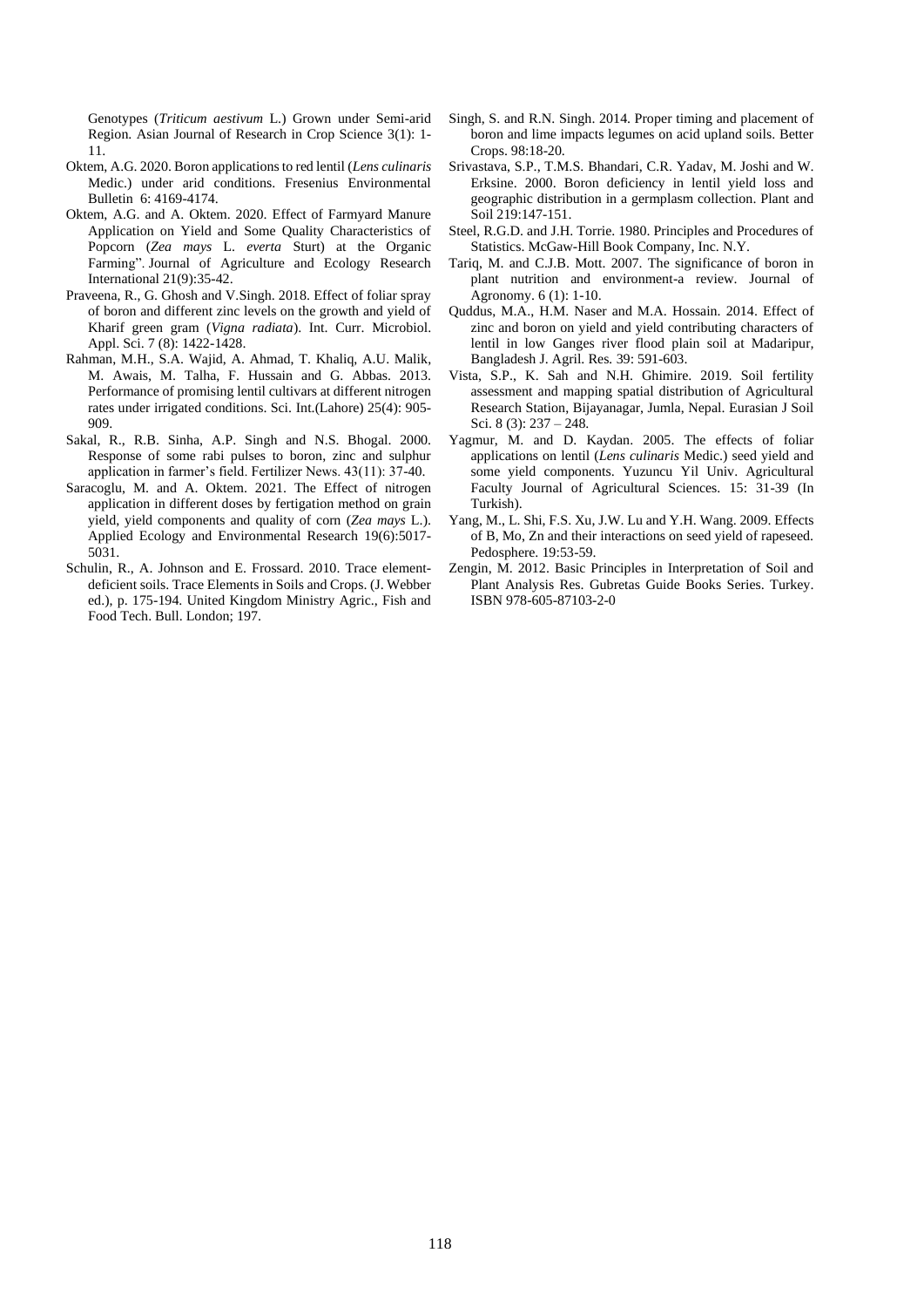Genotypes (*Triticum aestivum* L.) Grown under Semi-arid Region. Asian Journal of Research in Crop Science 3(1): 1-11.

Oktem, A.G. 2020. Boron applications to red lentil (*Lens culinaris* Medic.) under arid conditions. Fresenius Environmental Bulletin 6: 4169-4174.

Oktem, A.G. and A. Oktem. 2020. Effect of Farmyard Manure Application on Yield and Some Quality Characteristics of Popcorn (*Zea mays* L. *everta* Sturt) at the Organic Farming". Journal of Agriculture and Ecology Research International 21(9):35-42.

Praveena, R., G. Ghosh and V.Singh. 2018. Effect of foliar spray of boron and different zinc levels on the growth and yield of Kharif green gram (*Vigna radiata*). Int. Curr. Microbiol. Appl. Sci. 7 (8): 1422-1428.

Rahman, M.H., S.A. Wajid, A. Ahmad, T. Khaliq, A.U. Malik, M. Awais, M. Talha, F. Hussain and G. Abbas. 2013. Performance of promising lentil cultivars at different nitrogen rates under irrigated conditions. Sci. Int.(Lahore) 25(4): 905-909.

Sakal, R., R.B. Sinha, A.P. Singh and N.S. Bhogal. 2000. Response of some rabi pulses to boron, zinc and sulphur application in farmer's field. Fertilizer News. 43(11): 37-40.

Saracoglu, M. and A. Oktem. 2021. The Effect of nitrogen application in different doses by fertigation method on grain yield, yield components and quality of corn (*Zea mays* L.). Applied Ecology and Environmental Research 19(6):5017-5031.

Schulin, R., A. Johnson and E. Frossard. 2010. Trace element-deficient soils. Trace Elements in Soils and Crops. (J. Webber ed.), p. 175-194. United Kingdom Ministry Agric., Fish and Food Tech. Bull. London; 197.

Singh, S. and R.N. Singh. 2014. Proper timing and placement of boron and lime impacts legumes on acid upland soils. Better Crops. 98:18-20.

Srivastava, S.P., T.M.S. Bhandari, C.R. Yadav, M. Joshi and W. Erksine. 2000. Boron deficiency in lentil yield loss and geographic distribution in a germplasm collection. Plant and Soil 219:147-151.

Steel, R.G.D. and J.H. Torrie. 1980. Principles and Procedures of Statistics. McGaw-Hill Book Company, Inc. N.Y.

Tariq, M. and C.J.B. Mott. 2007. The significance of boron in plant nutrition and environment-a review. Journal of Agronomy. 6 (1): 1-10.

Quddus, M.A., H.M. Naser and M.A. Hossain. 2014. Effect of zinc and boron on yield and yield contributing characters of lentil in low Ganges river flood plain soil at Madaripur, Bangladesh J. Agril. Res. 39: 591-603.

Vista, S.P., K. Sah and N.H. Ghimire. 2019. Soil fertility assessment and mapping spatial distribution of Agricultural Research Station, Bijayanagar, Jumla, Nepal. Eurasian J Soil Sci. 8 (3): 237 – 248.

Yagmur, M. and D. Kaydan. 2005. The effects of foliar applications on lentil (*Lens culinaris* Medic.) seed yield and some yield components. Yuzuncu Yil Univ. Agricultural Faculty Journal of Agricultural Sciences. 15: 31-39 (In Turkish).

Yang, M., L. Shi, F.S. Xu, J.W. Lu and Y.H. Wang. 2009. Effects of B, Mo, Zn and their interactions on seed yield of rapeseed. Pedosphere. 19:53-59.

Zengin, M. 2012. Basic Principles in Interpretation of Soil and Plant Analysis Res. Gubretas Guide Books Series. Turkey. ISBN 978-605-87103-2-0